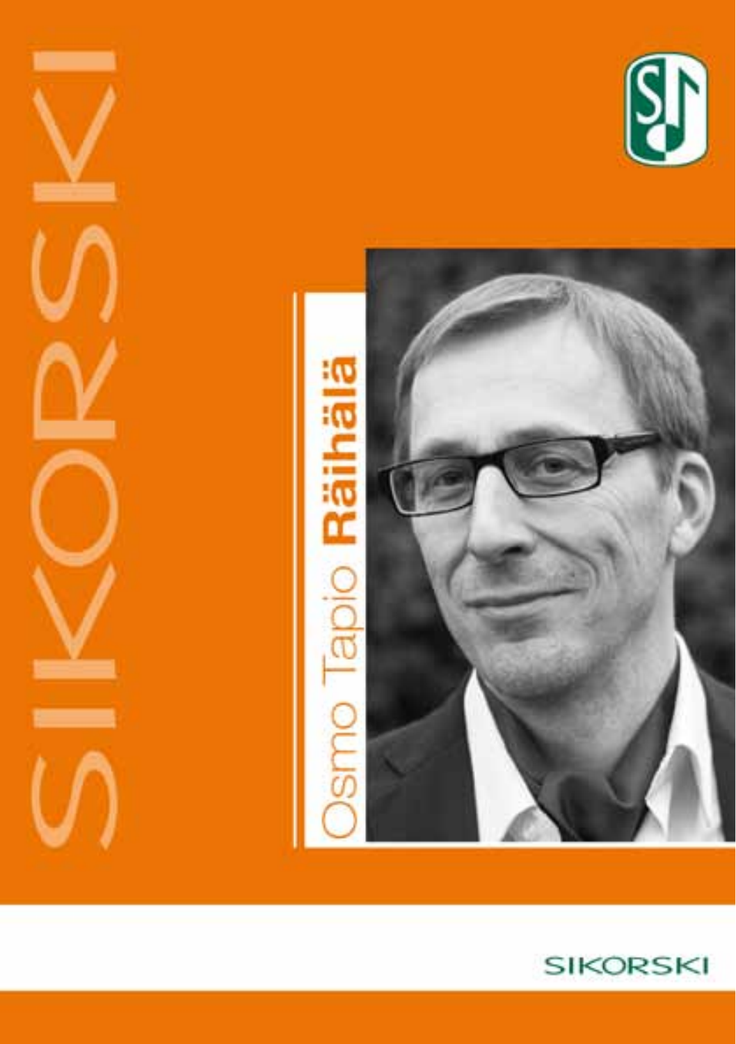# SIKORSKI

# Osmo Tapio **Räihälä**

SIKORSKI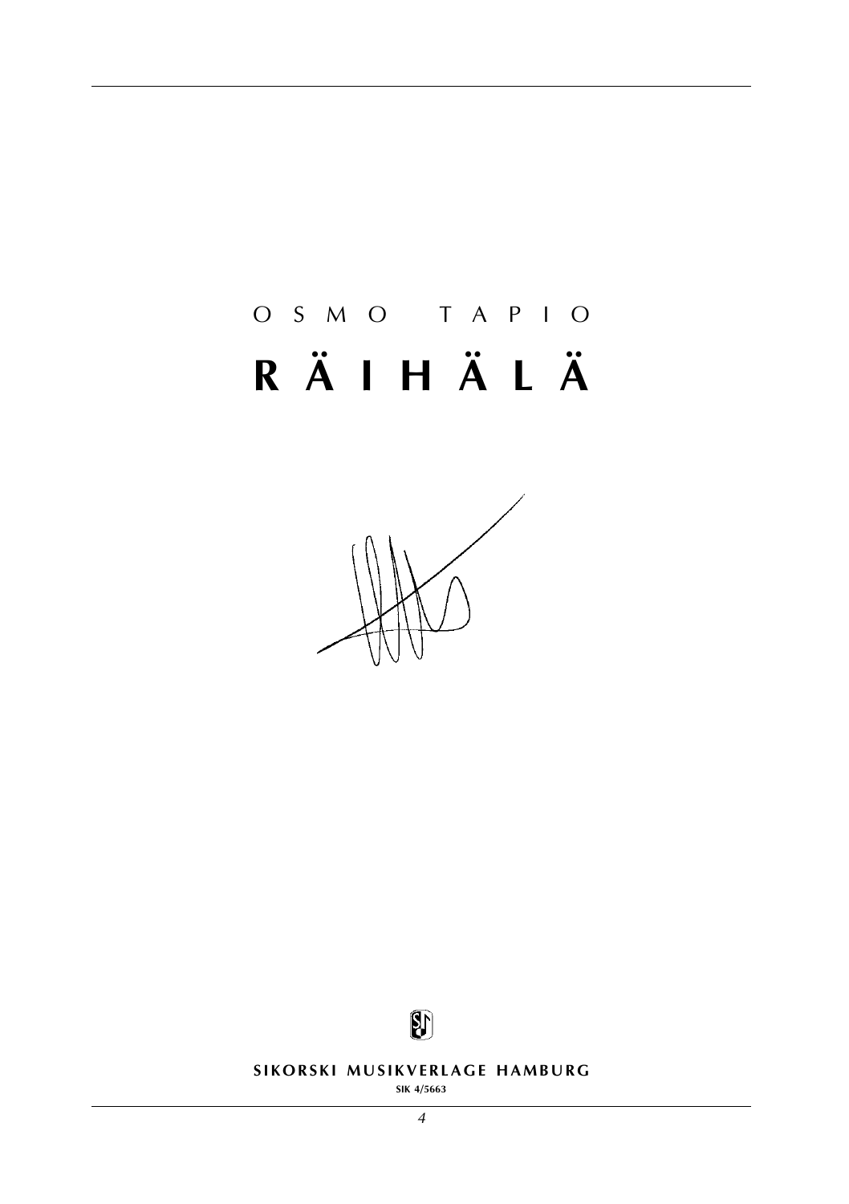# O S M O  T A P I O

# R Ä I H Ä L Ä

**SIKORSKI MUSIKVERLAGE HAMBURG**

SIK 4/5663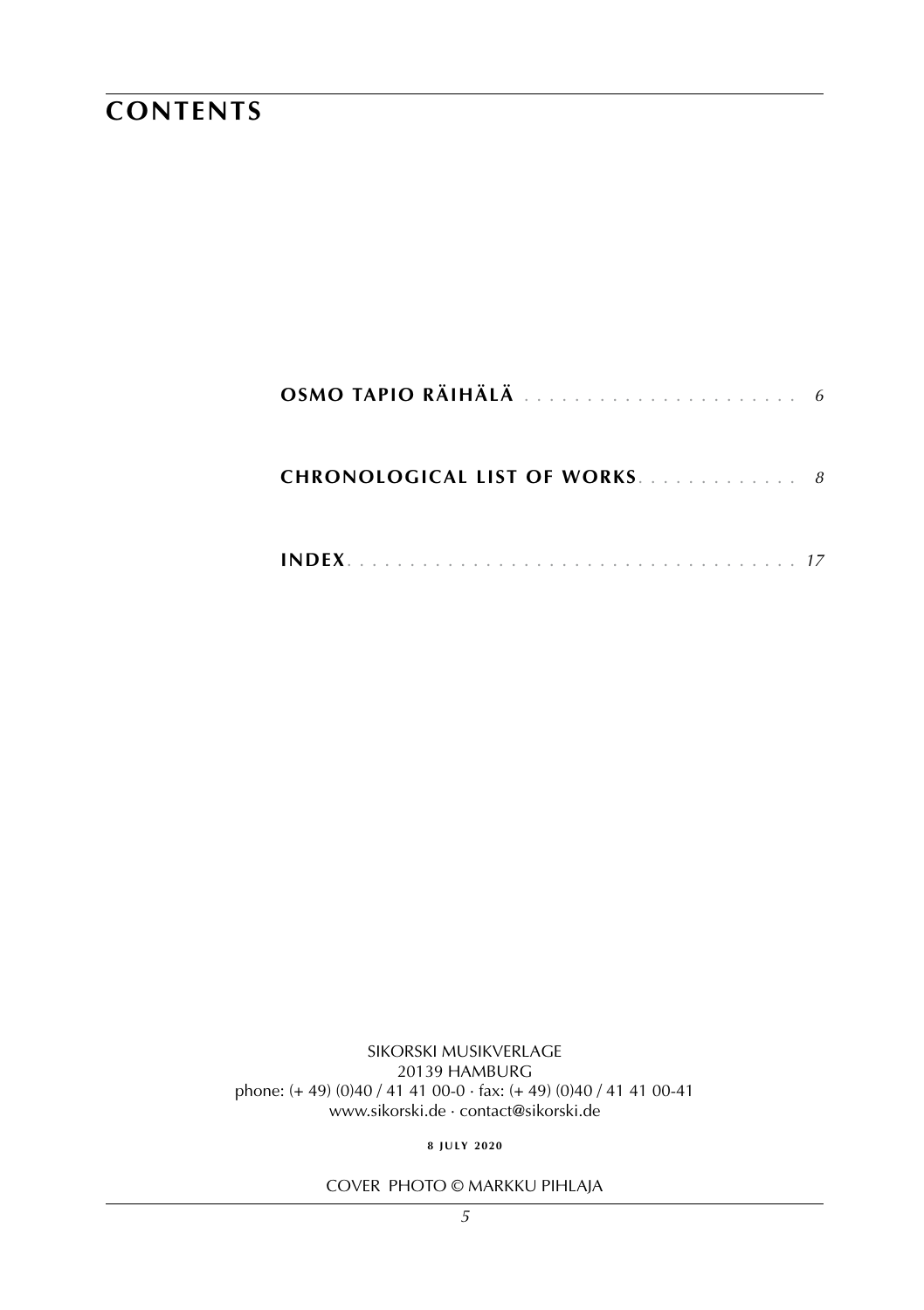# CONTENTS

**OSMO TAPIO RÄIHÄLÄ** . . . . . . . . . . . . . . . . . . . . . . *6*

**CHRONOLOGICAL LIST OF WORKS** . . . . . . . . . . . . . *8*

**INDEX** . . . . . . . . . . . . . . . . . . . . . . . . . . . . . . . . . . . . *17*

SIKORSKI MUSIKVERLAGE
20139 HAMBURG
phone: (+ 49) (0)40 / 41 41 00-0 · fax: (+ 49) (0)40 / 41 41 00-41
www.sikorski.de · contact@sikorski.de

**8 JULY 2020**

COVER PHOTO © MARKKU PIHLAJA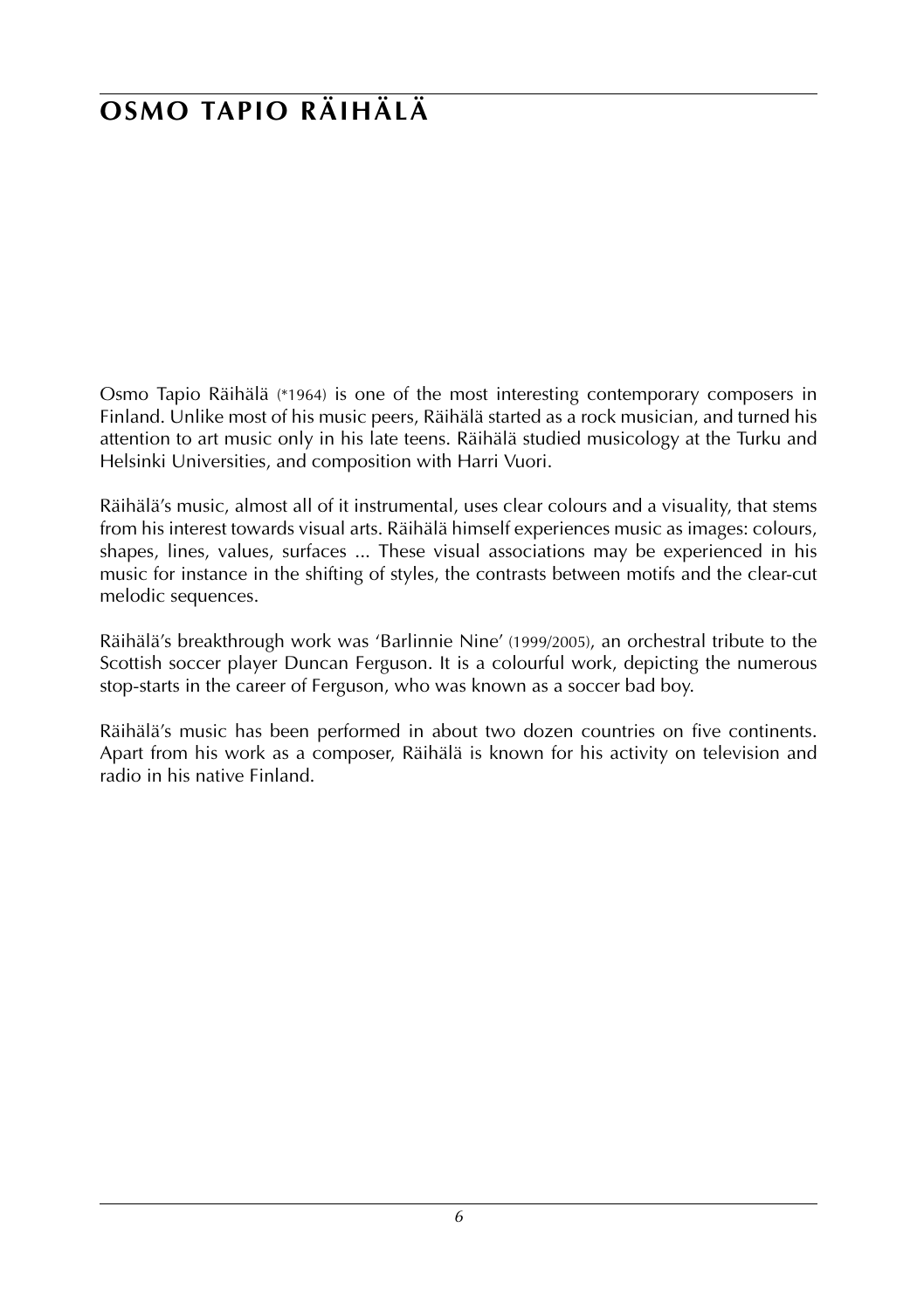# OSMO TAPIO RÄIHÄLÄ

Osmo Tapio Räihälä (*1964) is one of the most interesting contemporary composers in Finland. Unlike most of his music peers, Räihälä started as a rock musician, and turned his attention to art music only in his late teens. Räihälä studied musicology at the Turku and Helsinki Universities, and composition with Harri Vuori.

Räihälä's music, almost all of it instrumental, uses clear colours and a visuality, that stems from his interest towards visual arts. Räihälä himself experiences music as images: colours, shapes, lines, values, surfaces ... These visual associations may be experienced in his music for instance in the shifting of styles, the contrasts between motifs and the clear-cut melodic sequences.

Räihälä's breakthrough work was 'Barlinnie Nine' (1999/2005), an orchestral tribute to the Scottish soccer player Duncan Ferguson. It is a colourful work, depicting the numerous stop-starts in the career of Ferguson, who was known as a soccer bad boy.

Räihälä's music has been performed in about two dozen countries on five continents. Apart from his work as a composer, Räihälä is known for his activity on television and radio in his native Finland.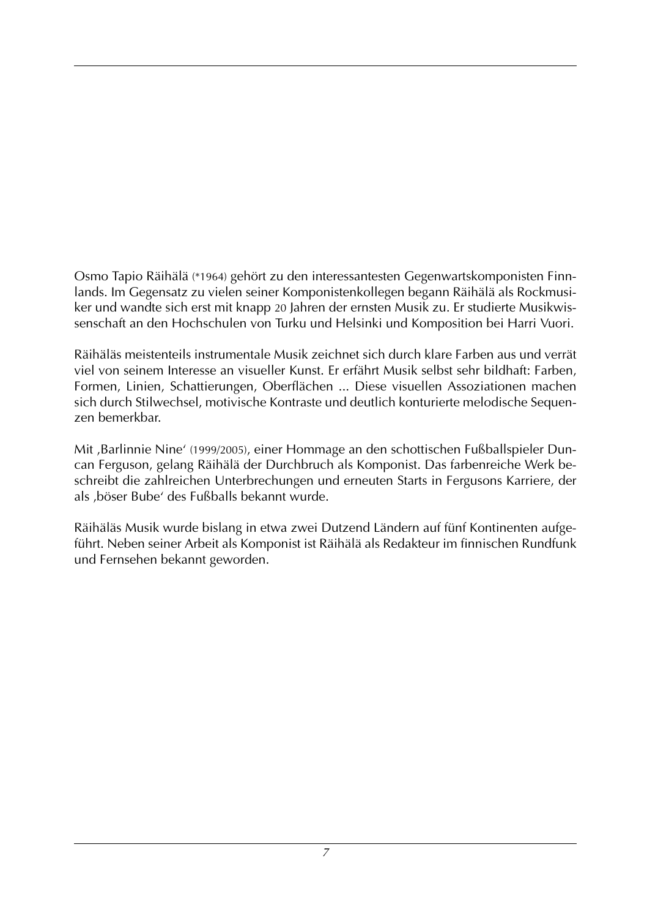Osmo Tapio Räihälä (*1964) gehört zu den interessantesten Gegenwartskomponisten Finnlands. Im Gegensatz zu vielen seiner Komponistenkollegen begann Räihälä als Rockmusiker und wandte sich erst mit knapp 20 Jahren der ernsten Musik zu. Er studierte Musikwissenschaft an den Hochschulen von Turku und Helsinki und Komposition bei Harri Vuori.

Räihäläs meistenteils instrumentale Musik zeichnet sich durch klare Farben aus und verrät viel von seinem Interesse an visueller Kunst. Er erfährt Musik selbst sehr bildhaft: Farben, Formen, Linien, Schattierungen, Oberflächen ... Diese visuellen Assoziationen machen sich durch Stilwechsel, motivische Kontraste und deutlich konturierte melodische Sequenzen bemerkbar.

Mit ‚Barlinnie Nine' (1999/2005), einer Hommage an den schottischen Fußballspieler Duncan Ferguson, gelang Räihälä der Durchbruch als Komponist. Das farbenreiche Werk beschreibt die zahlreichen Unterbrechungen und erneuten Starts in Fergusons Karriere, der als ‚böser Bube' des Fußballs bekannt wurde.

Räihäläs Musik wurde bislang in etwa zwei Dutzend Ländern auf fünf Kontinenten aufgeführt. Neben seiner Arbeit als Komponist ist Räihälä als Redakteur im finnischen Rundfunk und Fernsehen bekannt geworden.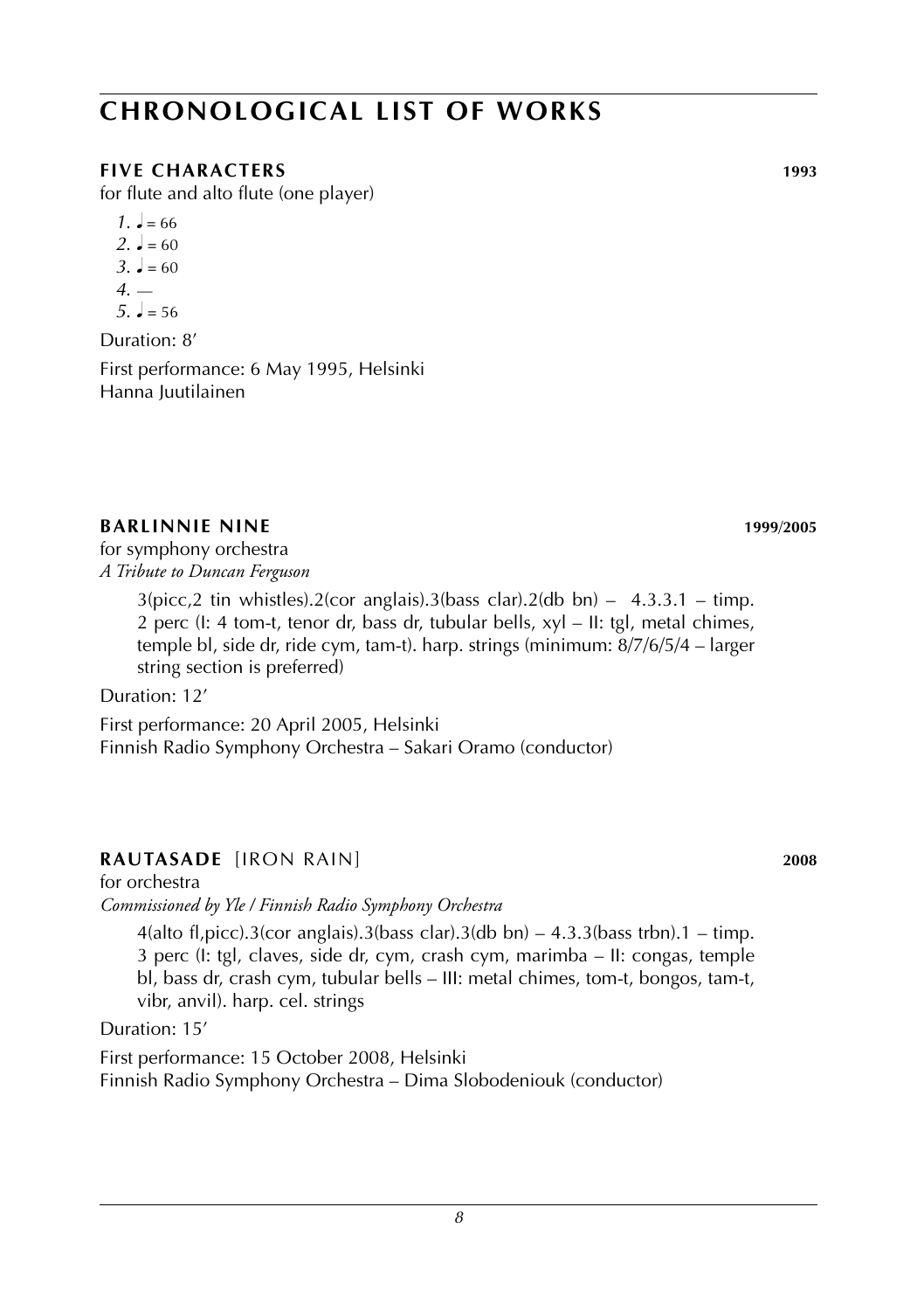# CHRONOLOGICAL LIST OF WORKS

### FIVE CHARACTERS **1993**

for flute and alto flute (one player)

*1.* ♩ = 66
*2.* ♩ = 60
*3.* ♩ = 60
*4.* —
*5.* ♩ = 56

Duration: 8′

First performance: 6 May 1995, Helsinki
Hanna Juutilainen

### BARLINNIE NINE **1999/2005**

for symphony orchestra
*A Tribute to Duncan Ferguson*

3(picc,2 tin whistles).2(cor anglais).3(bass clar).2(db bn) – 4.3.3.1 – timp. 2 perc (I: 4 tom-t, tenor dr, bass dr, tubular bells, xyl – II: tgl, metal chimes, temple bl, side dr, ride cym, tam-t). harp. strings (minimum: 8/7/6/5/4 – larger string section is preferred)

Duration: 12′

First performance: 20 April 2005, Helsinki
Finnish Radio Symphony Orchestra – Sakari Oramo (conductor)

### RAUTASADE [IRON RAIN] **2008**

for orchestra
*Commissioned by Yle / Finnish Radio Symphony Orchestra*

4(alto fl,picc).3(cor anglais).3(bass clar).3(db bn) – 4.3.3(bass trbn).1 – timp. 3 perc (I: tgl, claves, side dr, cym, crash cym, marimba – II: congas, temple bl, bass dr, crash cym, tubular bells – III: metal chimes, tom-t, bongos, tam-t, vibr, anvil). harp. cel. strings

Duration: 15′

First performance: 15 October 2008, Helsinki
Finnish Radio Symphony Orchestra – Dima Slobodeniouk (conductor)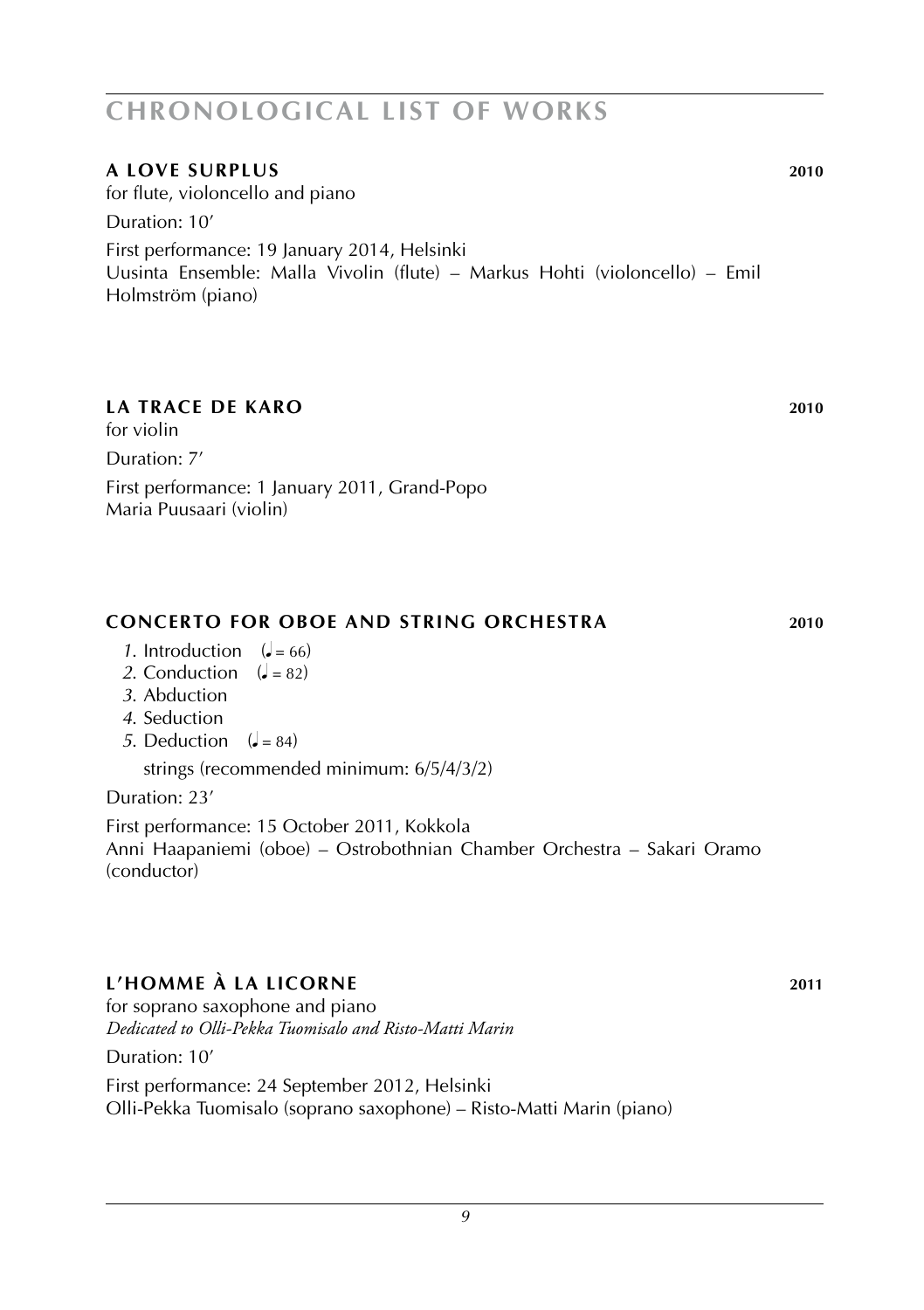# CHRONOLOGICAL LIST OF WORKS

## A LOVE SURPLUS 2010

for flute, violoncello and piano

Duration: 10′

First performance: 19 January 2014, Helsinki
Uusinta Ensemble: Malla Vivolin (flute) – Markus Hohti (violoncello) – Emil Holmström (piano)

## LA TRACE DE KARO 2010

for violin

Duration: 7′

First performance: 1 January 2011, Grand-Popo
Maria Puusaari (violin)

## CONCERTO FOR OBOE AND STRING ORCHESTRA 2010

*1.* Introduction (♩ = 66)
*2.* Conduction (♩ = 82)
*3.* Abduction
*4.* Seduction
*5.* Deduction (♩ = 84)

strings (recommended minimum: 6/5/4/3/2)

Duration: 23′

First performance: 15 October 2011, Kokkola
Anni Haapaniemi (oboe) – Ostrobothnian Chamber Orchestra – Sakari Oramo (conductor)

## L'HOMME À LA LICORNE 2011

for soprano saxophone and piano
*Dedicated to Olli-Pekka Tuomisalo and Risto-Matti Marin*

Duration: 10′

First performance: 24 September 2012, Helsinki
Olli-Pekka Tuomisalo (soprano saxophone) – Risto-Matti Marin (piano)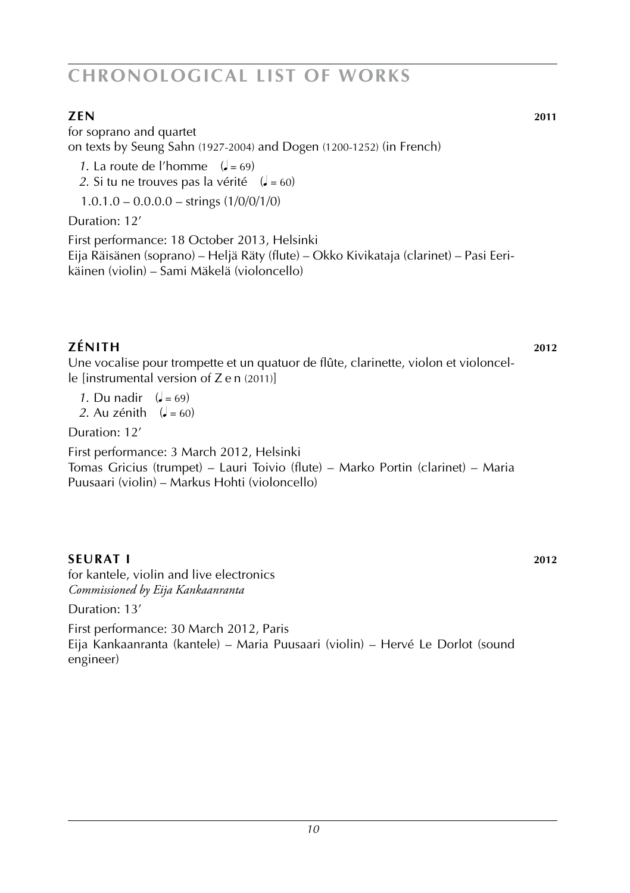# CHRONOLOGICAL LIST OF WORKS

## ZEN — 2011

for soprano and quartet
on texts by Seung Sahn (1927-2004) and Dogen (1200-1252) (in French)

*1.* La route de l'homme (♩ = 69)
*2.* Si tu ne trouves pas la vérité (♩ = 60)

1.0.1.0 – 0.0.0.0 – strings (1/0/0/1/0)

Duration: 12'

First performance: 18 October 2013, Helsinki
Eija Räisänen (soprano) – Heljä Räty (flute) – Okko Kivikataja (clarinet) – Pasi Eerikäinen (violin) – Sami Mäkelä (violoncello)

## ZÉNITH — 2012

Une vocalise pour trompette et un quatuor de flûte, clarinette, violon et violoncelle [instrumental version of Z e n (2011)]

*1.* Du nadir (♩ = 69)
*2.* Au zénith (♩ = 60)

Duration: 12'

First performance: 3 March 2012, Helsinki
Tomas Gricius (trumpet) – Lauri Toivio (flute) – Marko Portin (clarinet) – Maria Puusaari (violin) – Markus Hohti (violoncello)

## SEURAT I — 2012

for kantele, violin and live electronics
*Commissioned by Eija Kankaanranta*

Duration: 13'

First performance: 30 March 2012, Paris
Eija Kankaanranta (kantele) – Maria Puusaari (violin) – Hervé Le Dorlot (sound engineer)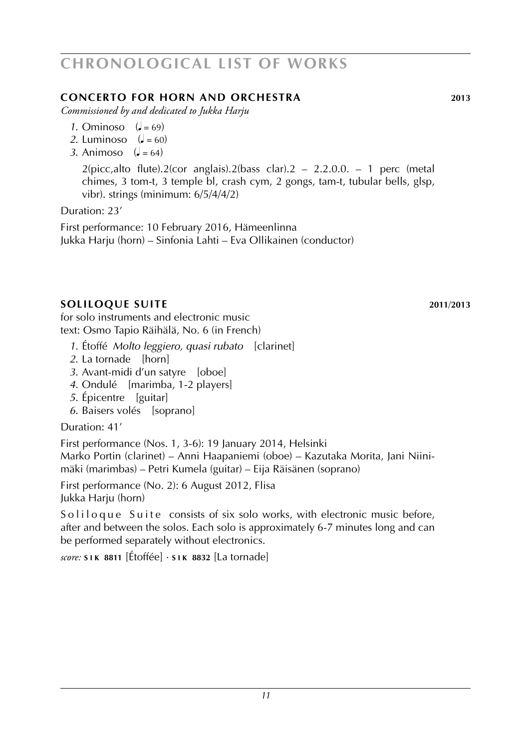# CHRONOLOGICAL LIST OF WORKS

## CONCERTO FOR HORN AND ORCHESTRA 2013

*Commissioned by and dedicated to Jukka Harju*

*1.* Ominoso (♩ = 69)
*2.* Luminoso (♩ = 60)
*3.* Animoso (♩ = 64)

2(picc,alto flute).2(cor anglais).2(bass clar).2 – 2.2.0.0. – 1 perc (metal chimes, 3 tom-t, 3 temple bl, crash cym, 2 gongs, tam-t, tubular bells, glsp, vibr). strings (minimum: 6/5/4/4/2)

Duration: 23'

First performance: 10 February 2016, Hämeenlinna
Jukka Harju (horn) – Sinfonia Lahti – Eva Ollikainen (conductor)

## SOLILOQUE SUITE 2011/2013

for solo instruments and electronic music
text: Osmo Tapio Räihälä, No. 6 (in French)

*1.* Étoffé *Molto leggiero, quasi rubato* [clarinet]
*2.* La tornade [horn]
*3.* Avant-midi d'un satyre [oboe]
*4.* Ondulé [marimba, 1-2 players]
*5.* Épicentre [guitar]
*6.* Baisers volés [soprano]

Duration: 41'

First performance (Nos. 1, 3-6): 19 January 2014, Helsinki
Marko Portin (clarinet) – Anni Haapaniemi (oboe) – Kazutaka Morita, Jani Niinimäki (marimbas) – Petri Kumela (guitar) – Eija Räisänen (soprano)

First performance (No. 2): 6 August 2012, Flisa
Jukka Harju (horn)

Soliloque Suite consists of six solo works, with electronic music before, after and between the solos. Each solo is approximately 6-7 minutes long and can be performed separately without electronics.

*score:* **SIK 8811** [Étoffée] · **SIK 8832** [La tornade]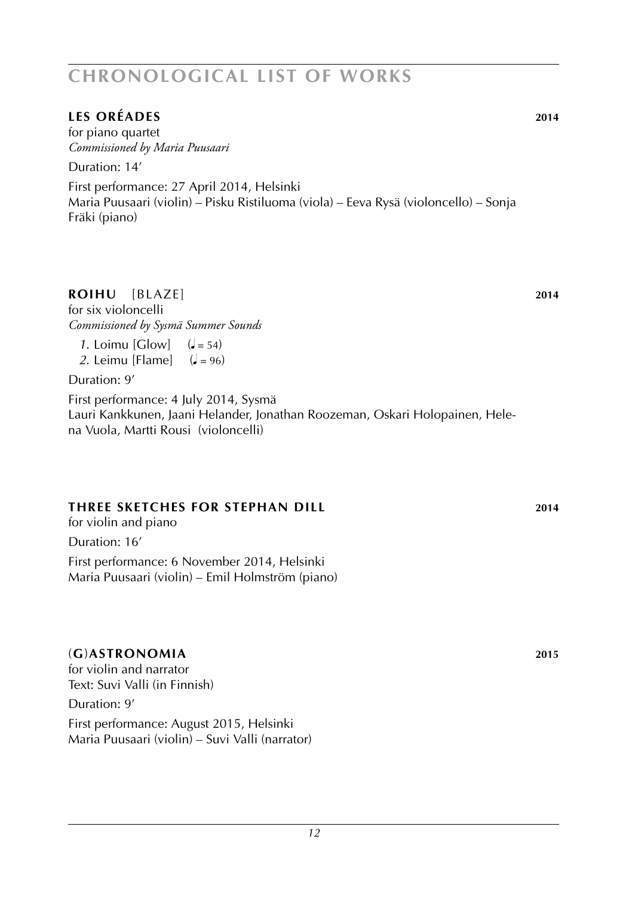# CHRONOLOGICAL LIST OF WORKS

## LES ORÉADES 2014

for piano quartet
*Commissioned by Maria Puusaari*

Duration: 14′

First performance: 27 April 2014, Helsinki
Maria Puusaari (violin) – Pisku Ristiluoma (viola) – Eeva Rysä (violoncello) – Sonja Fräki (piano)

## ROIHU [BLAZE] 2014

for six violoncelli
*Commissioned by Sysmä Summer Sounds*

*1*. Loimu [Glow] (♩ = 54)
*2*. Leimu [Flame] (♩ = 96)

Duration: 9′

First performance: 4 July 2014, Sysmä
Lauri Kankkunen, Jaani Helander, Jonathan Roozeman, Oskari Holopainen, Helena Vuola, Martti Rousi (violoncelli)

## THREE SKETCHES FOR STEPHAN DILL 2014

for violin and piano

Duration: 16′

First performance: 6 November 2014, Helsinki
Maria Puusaari (violin) – Emil Holmström (piano)

## (G)ASTRONOMIA 2015

for violin and narrator
Text: Suvi Valli (in Finnish)

Duration: 9′

First performance: August 2015, Helsinki
Maria Puusaari (violin) – Suvi Valli (narrator)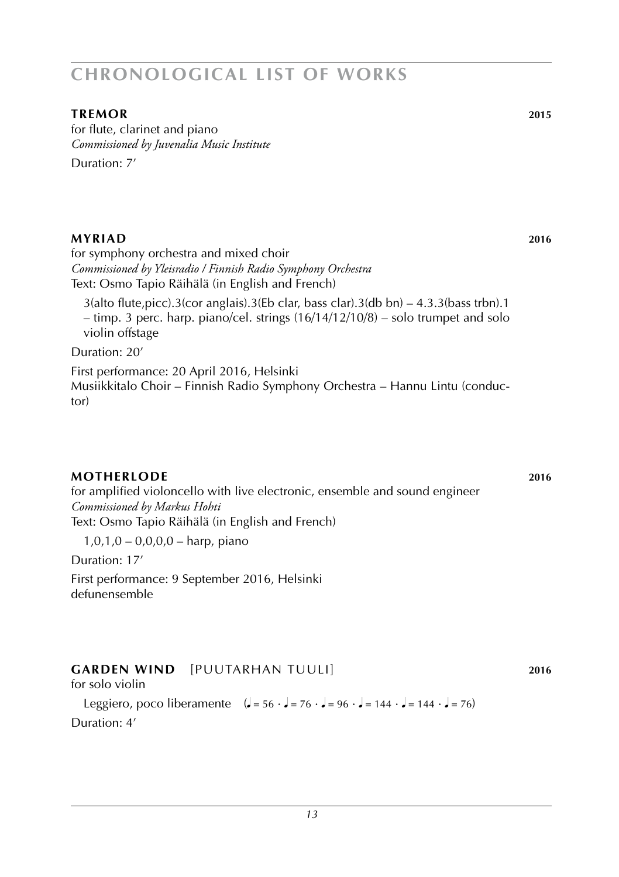# CHRONOLOGICAL LIST OF WORKS

**TREMOR** **2015**

for flute, clarinet and piano
*Commissioned by Juvenalia Music Institute*
Duration: 7′

**MYRIAD** **2016**

for symphony orchestra and mixed choir
*Commissioned by Yleisradio / Finnish Radio Symphony Orchestra*
Text: Osmo Tapio Räihälä (in English and French)

3(alto flute,picc).3(cor anglais).3(Eb clar, bass clar).3(db bn) – 4.3.3(bass trbn).1 – timp. 3 perc. harp. piano/cel. strings (16/14/12/10/8) – solo trumpet and solo violin offstage

Duration: 20′

First performance: 20 April 2016, Helsinki
Musiikkitalo Choir – Finnish Radio Symphony Orchestra – Hannu Lintu (conductor)

**MOTHERLODE** **2016**

for amplified violoncello with live electronic, ensemble and sound engineer
*Commissioned by Markus Hohti*
Text: Osmo Tapio Räihälä (in English and French)

1,0,1,0 – 0,0,0,0 – harp, piano

Duration: 17′

First performance: 9 September 2016, Helsinki
defunensemble

**GARDEN WIND** [PUUTARHAN TUULI] **2016**

for solo violin

Leggiero, poco liberamente (♩ = 56 · ♩ = 76 · ♩ = 96 · ♩ = 144 · ♩ = 144 · ♩ = 76)

Duration: 4′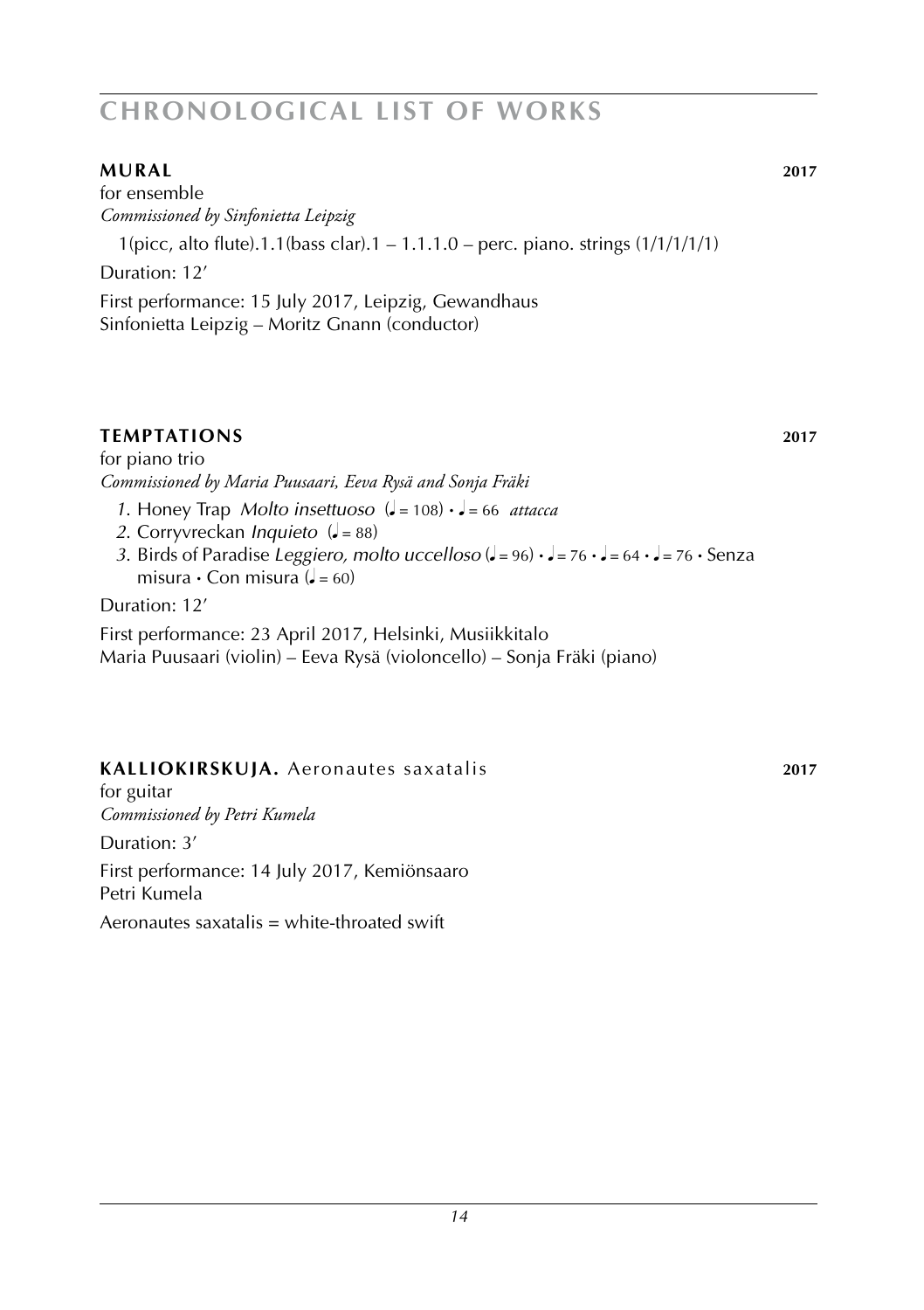# CHRONOLOGICAL LIST OF WORKS

**MURAL** **2017**

for ensemble

*Commissioned by Sinfonietta Leipzig*

1(picc, alto flute).1.1(bass clar).1 – 1.1.1.0 – perc. piano. strings (1/1/1/1/1)

Duration: 12′

First performance: 15 July 2017, Leipzig, Gewandhaus
Sinfonietta Leipzig – Moritz Gnann (conductor)

**TEMPTATIONS** **2017**

for piano trio

*Commissioned by Maria Puusaari, Eeva Rysä and Sonja Fräki*

*1.* Honey Trap *Molto insettuoso* (♩ = 108) • ♩ = 66 *attacca*
*2.* Corryvreckan *Inquieto* (♩ = 88)
*3.* Birds of Paradise *Leggiero, molto uccelloso* (♩ = 96) • ♩ = 76 • ♩ = 64 • ♩ = 76 • Senza misura • Con misura (♩ = 60)

Duration: 12′

First performance: 23 April 2017, Helsinki, Musiikkitalo
Maria Puusaari (violin) – Eeva Rysä (violoncello) – Sonja Fräki (piano)

**KALLIOKIRSKUJA.** Aeronautes saxatalis **2017**

for guitar

*Commissioned by Petri Kumela*

Duration: 3′

First performance: 14 July 2017, Kemiönsaaro
Petri Kumela

Aeronautes saxatalis = white-throated swift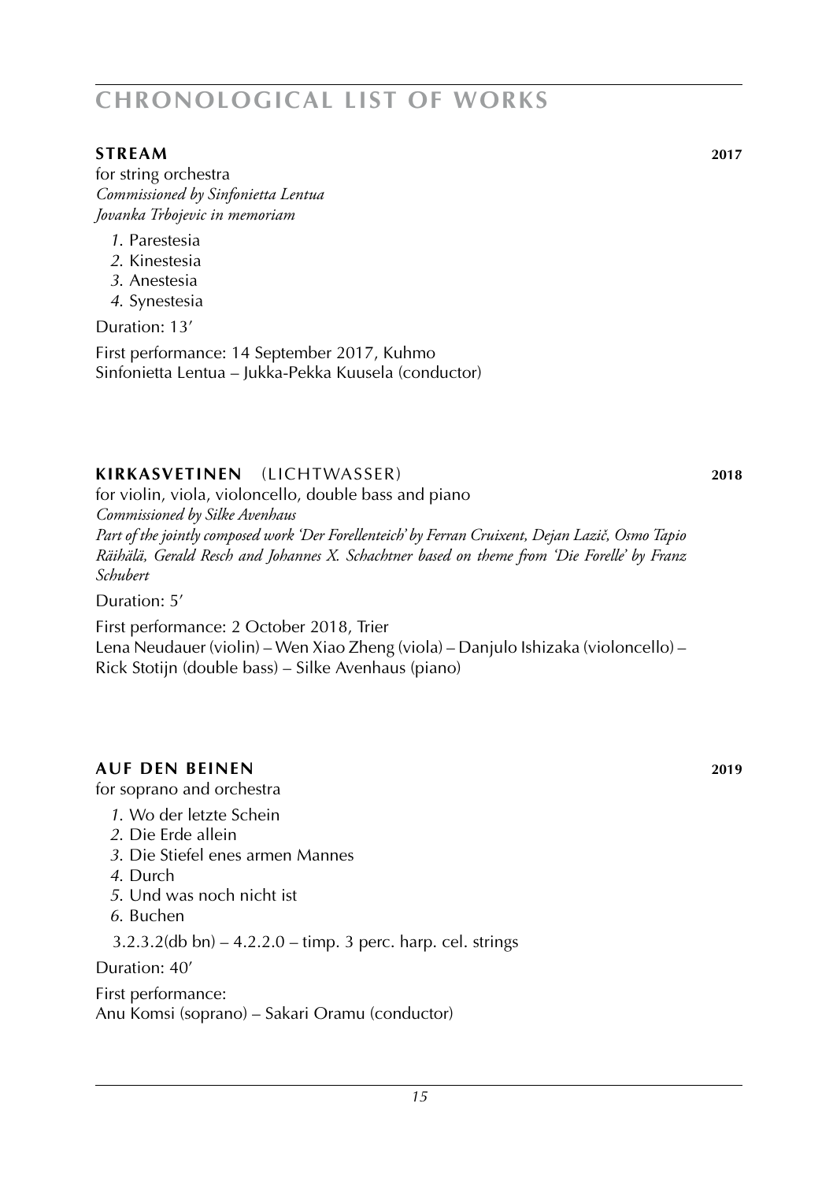# CHRONOLOGICAL LIST OF WORKS

## STREAM 2017

for string orchestra
*Commissioned by Sinfonietta Lentua*
*Jovanka Trbojevic in memoriam*

*1.* Parestesia
*2.* Kinestesia
*3.* Anestesia
*4.* Synestesia

Duration: 13′

First performance: 14 September 2017, Kuhmo
Sinfonietta Lentua – Jukka-Pekka Kuusela (conductor)

## KIRKASVETINEN (LICHTWASSER) 2018

for violin, viola, violoncello, double bass and piano
*Commissioned by Silke Avenhaus*
*Part of the jointly composed work 'Der Forellenteich' by Ferran Cruixent, Dejan Lazič, Osmo Tapio Räihälä, Gerald Resch and Johannes X. Schachtner based on theme from 'Die Forelle' by Franz Schubert*

Duration: 5′

First performance: 2 October 2018, Trier
Lena Neudauer (violin) – Wen Xiao Zheng (viola) – Danjulo Ishizaka (violoncello) – Rick Stotijn (double bass) – Silke Avenhaus (piano)

## AUF DEN BEINEN 2019

for soprano and orchestra

*1.* Wo der letzte Schein
*2.* Die Erde allein
*3.* Die Stiefel enes armen Mannes
*4.* Durch
*5.* Und was noch nicht ist
*6.* Buchen

3.2.3.2(db bn) – 4.2.2.0 – timp. 3 perc. harp. cel. strings

Duration: 40′

First performance:
Anu Komsi (soprano) – Sakari Oramu (conductor)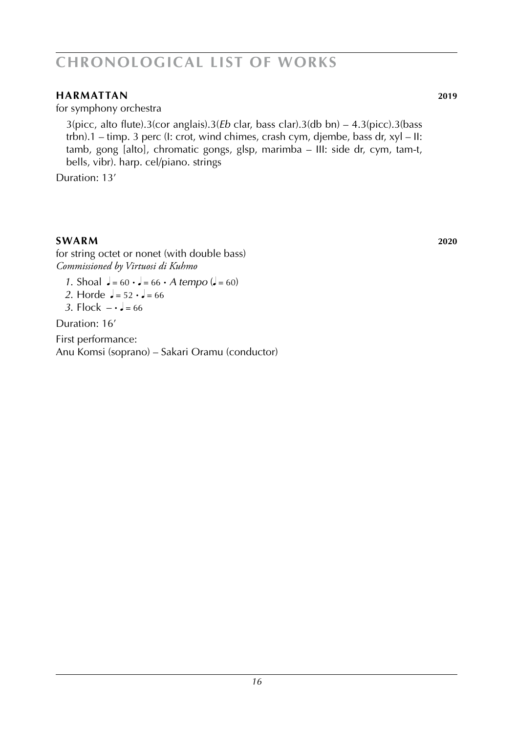# CHRONOLOGICAL LIST OF WORKS

**HARMATTAN** **2019**

for symphony orchestra

3(picc, alto flute).3(cor anglais).3(*Eb* clar, bass clar).3(db bn) – 4.3(picc).3(bass trbn).1 – timp. 3 perc (I: crot, wind chimes, crash cym, djembe, bass dr, xyl – II: tamb, gong [alto], chromatic gongs, glsp, marimba – III: side dr, cym, tam-t, bells, vibr). harp. cel/piano. strings

Duration: 13'

**SWARM** **2020**

for string octet or nonet (with double bass)
*Commissioned by Virtuosi di Kuhmo*

*1.* Shoal ♩ = 60 • ♩ = 66 • *A tempo* (♩ = 60)
*2.* Horde ♩ = 52 • ♩ = 66
*3.* Flock – • ♩ = 66

Duration: 16'

First performance:
Anu Komsi (soprano) – Sakari Oramu (conductor)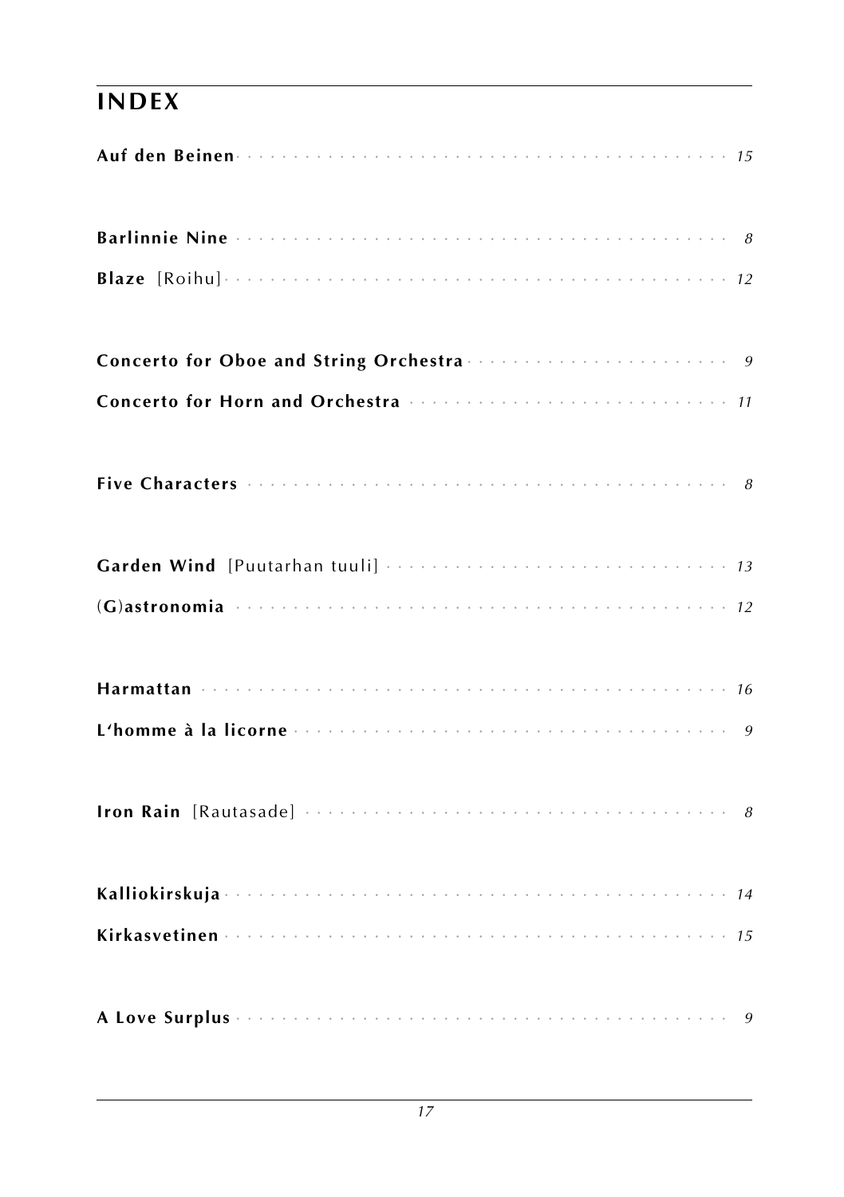## INDEX

**Auf den Beinen** · · · · · · · · · · · · · · · · · · · · · · · · · · · · · · · · · · · · · · · · *15*

**Barlinnie Nine** · · · · · · · · · · · · · · · · · · · · · · · · · · · · · · · · · · · · · · · · *8*

**Blaze** [Roihu] · · · · · · · · · · · · · · · · · · · · · · · · · · · · · · · · · · · · · · · · *12*

**Concerto for Oboe and String Orchestra** · · · · · · · · · · · · · · · · · · · · · · *9*

**Concerto for Horn and Orchestra** · · · · · · · · · · · · · · · · · · · · · · · · · · *11*

**Five Characters** · · · · · · · · · · · · · · · · · · · · · · · · · · · · · · · · · · · · · · *8*

**Garden Wind** [Puutarhan tuuli] · · · · · · · · · · · · · · · · · · · · · · · · · · · · *13*

(**G**)**astronomia** · · · · · · · · · · · · · · · · · · · · · · · · · · · · · · · · · · · · · · *12*

**Harmattan** · · · · · · · · · · · · · · · · · · · · · · · · · · · · · · · · · · · · · · · · · · *16*

**L'homme à la licorne** · · · · · · · · · · · · · · · · · · · · · · · · · · · · · · · · · · *9*

**Iron Rain** [Rautasade] · · · · · · · · · · · · · · · · · · · · · · · · · · · · · · · · · · *8*

**Kalliokirskuja** · · · · · · · · · · · · · · · · · · · · · · · · · · · · · · · · · · · · · · · *14*

**Kirkasvetinen** · · · · · · · · · · · · · · · · · · · · · · · · · · · · · · · · · · · · · · · · *15*

**A Love Surplus** · · · · · · · · · · · · · · · · · · · · · · · · · · · · · · · · · · · · · · · *9*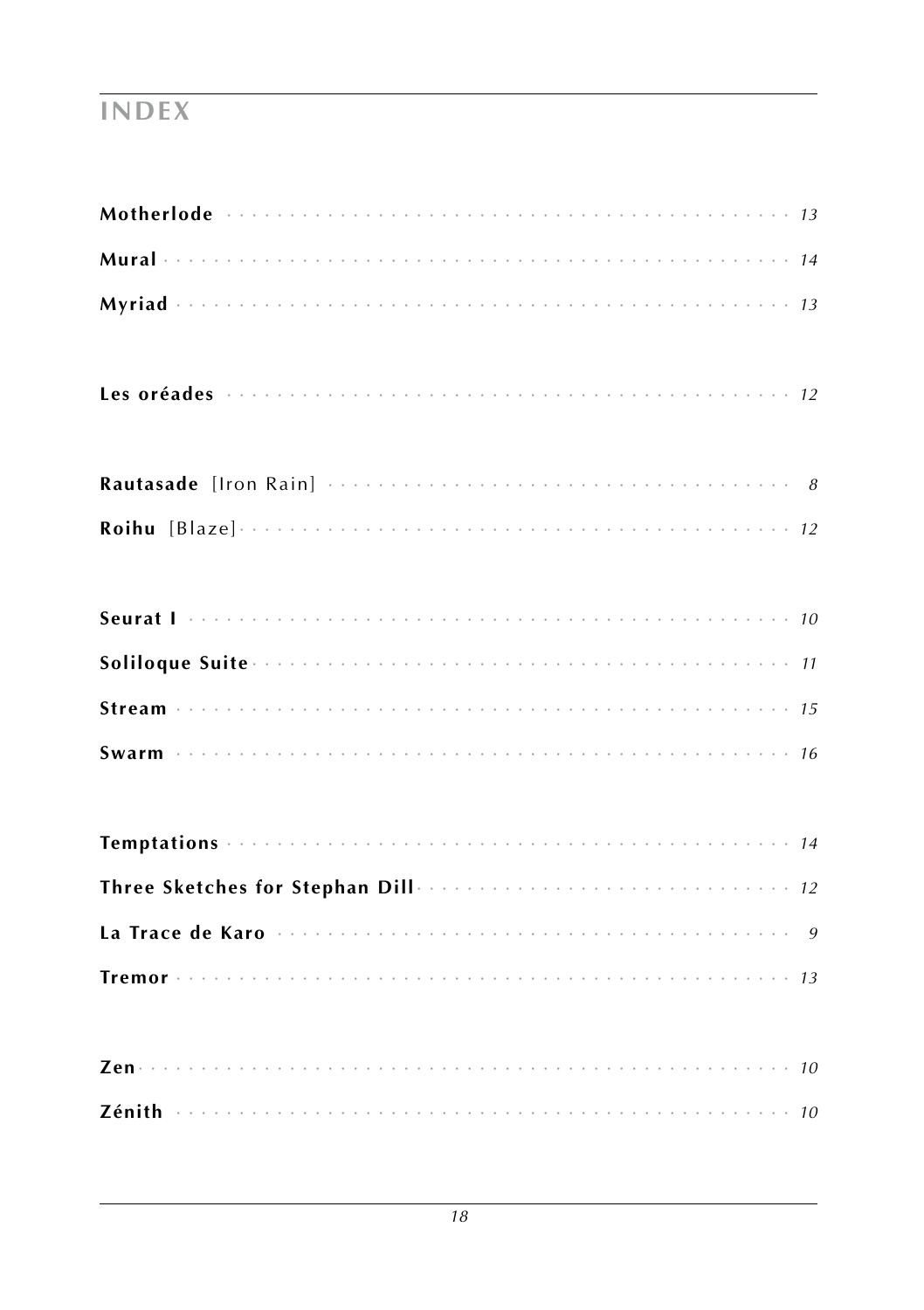# INDEX

**Motherlode** · · · · · · · · · · · · · · · · · · · · · · · · · · · · · · · · · · · · · · *13*

**Mural** · · · · · · · · · · · · · · · · · · · · · · · · · · · · · · · · · · · · · · · · *14*

**Myriad** · · · · · · · · · · · · · · · · · · · · · · · · · · · · · · · · · · · · · · · *13*

**Les oréades** · · · · · · · · · · · · · · · · · · · · · · · · · · · · · · · · · · · · · *12*

**Rautasade** [Iron Rain] · · · · · · · · · · · · · · · · · · · · · · · · · · · · · · · · *8*

**Roihu** [Blaze] · · · · · · · · · · · · · · · · · · · · · · · · · · · · · · · · · · · · *12*

**Seurat I** · · · · · · · · · · · · · · · · · · · · · · · · · · · · · · · · · · · · · · *10*

**Soliloque Suite** · · · · · · · · · · · · · · · · · · · · · · · · · · · · · · · · · · · *11*

**Stream** · · · · · · · · · · · · · · · · · · · · · · · · · · · · · · · · · · · · · · · *15*

**Swarm** · · · · · · · · · · · · · · · · · · · · · · · · · · · · · · · · · · · · · · · · *16*

**Temptations** · · · · · · · · · · · · · · · · · · · · · · · · · · · · · · · · · · · · *14*

**Three Sketches for Stephan Dill** · · · · · · · · · · · · · · · · · · · · · · · · · · *12*

**La Trace de Karo** · · · · · · · · · · · · · · · · · · · · · · · · · · · · · · · · · · *9*

**Tremor** · · · · · · · · · · · · · · · · · · · · · · · · · · · · · · · · · · · · · · · *13*

**Zen** · · · · · · · · · · · · · · · · · · · · · · · · · · · · · · · · · · · · · · · · · *10*

**Zénith** · · · · · · · · · · · · · · · · · · · · · · · · · · · · · · · · · · · · · · · *10*